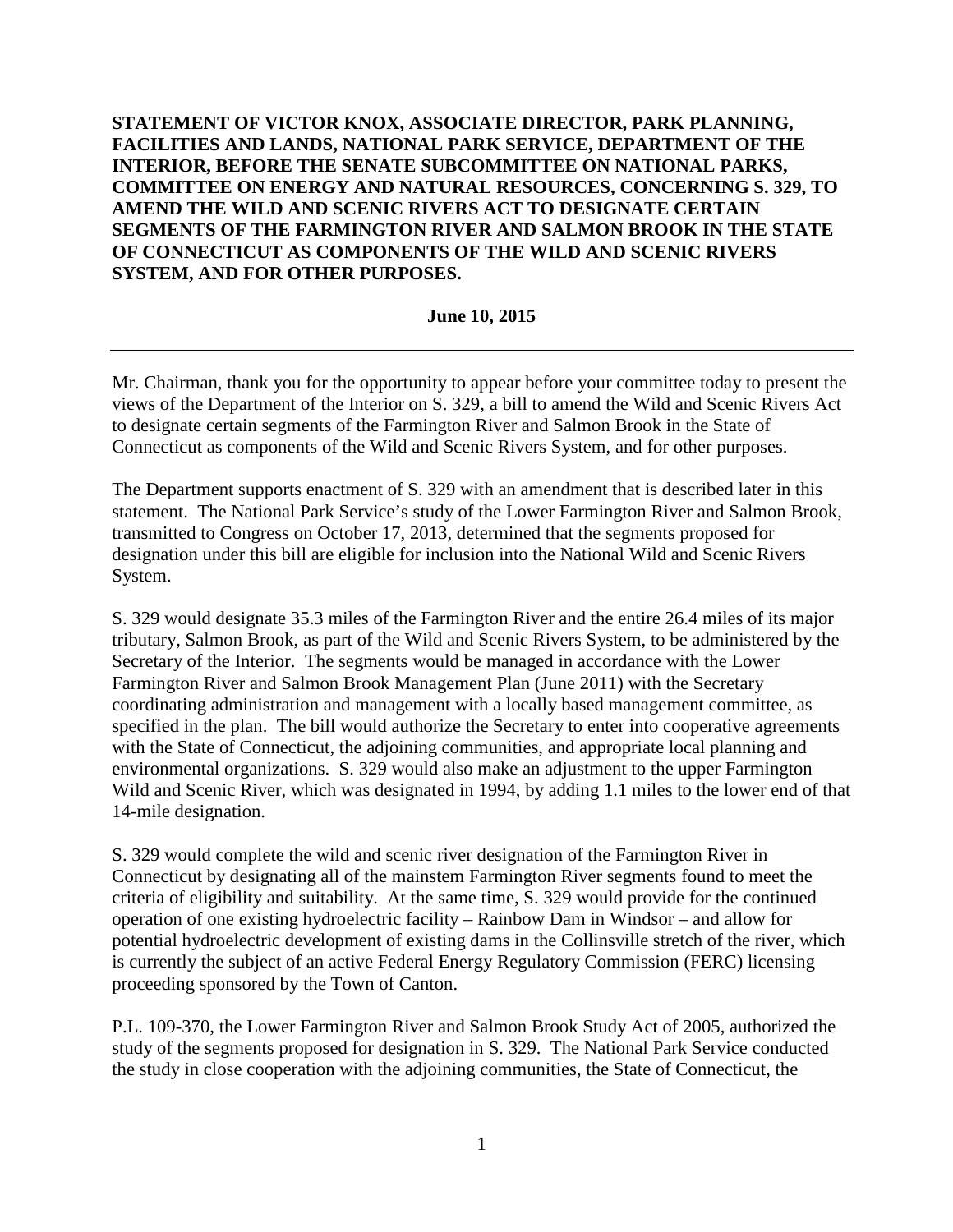**STATEMENT OF VICTOR KNOX, ASSOCIATE DIRECTOR, PARK PLANNING, FACILITIES AND LANDS, NATIONAL PARK SERVICE, DEPARTMENT OF THE INTERIOR, BEFORE THE SENATE SUBCOMMITTEE ON NATIONAL PARKS, COMMITTEE ON ENERGY AND NATURAL RESOURCES, CONCERNING S. 329, TO AMEND THE WILD AND SCENIC RIVERS ACT TO DESIGNATE CERTAIN SEGMENTS OF THE FARMINGTON RIVER AND SALMON BROOK IN THE STATE OF CONNECTICUT AS COMPONENTS OF THE WILD AND SCENIC RIVERS SYSTEM, AND FOR OTHER PURPOSES.**

**June 10, 2015**

---

Mr. Chairman, thank you for the opportunity to appear before your committee today to present the views of the Department of the Interior on S. 329, a bill to amend the Wild and Scenic Rivers Act to designate certain segments of the Farmington River and Salmon Brook in the State of Connecticut as components of the Wild and Scenic Rivers System, and for other purposes.

The Department supports enactment of S. 329 with an amendment that is described later in this statement. The National Park Service's study of the Lower Farmington River and Salmon Brook, transmitted to Congress on October 17, 2013, determined that the segments proposed for designation under this bill are eligible for inclusion into the National Wild and Scenic Rivers System.

S. 329 would designate 35.3 miles of the Farmington River and the entire 26.4 miles of its major tributary, Salmon Brook, as part of the Wild and Scenic Rivers System, to be administered by the Secretary of the Interior. The segments would be managed in accordance with the Lower Farmington River and Salmon Brook Management Plan (June 2011) with the Secretary coordinating administration and management with a locally based management committee, as specified in the plan. The bill would authorize the Secretary to enter into cooperative agreements with the State of Connecticut, the adjoining communities, and appropriate local planning and environmental organizations. S. 329 would also make an adjustment to the upper Farmington Wild and Scenic River, which was designated in 1994, by adding 1.1 miles to the lower end of that 14-mile designation.

S. 329 would complete the wild and scenic river designation of the Farmington River in Connecticut by designating all of the mainstem Farmington River segments found to meet the criteria of eligibility and suitability. At the same time, S. 329 would provide for the continued operation of one existing hydroelectric facility – Rainbow Dam in Windsor – and allow for potential hydroelectric development of existing dams in the Collinsville stretch of the river, which is currently the subject of an active Federal Energy Regulatory Commission (FERC) licensing proceeding sponsored by the Town of Canton.

P.L. 109-370, the Lower Farmington River and Salmon Brook Study Act of 2005, authorized the study of the segments proposed for designation in S. 329. The National Park Service conducted the study in close cooperation with the adjoining communities, the State of Connecticut, the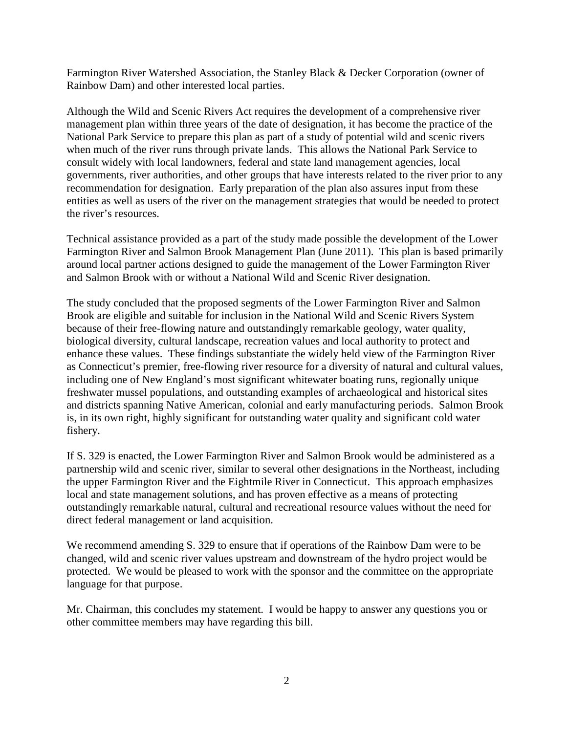Farmington River Watershed Association, the Stanley Black & Decker Corporation (owner of Rainbow Dam) and other interested local parties.

Although the Wild and Scenic Rivers Act requires the development of a comprehensive river management plan within three years of the date of designation, it has become the practice of the National Park Service to prepare this plan as part of a study of potential wild and scenic rivers when much of the river runs through private lands. This allows the National Park Service to consult widely with local landowners, federal and state land management agencies, local governments, river authorities, and other groups that have interests related to the river prior to any recommendation for designation. Early preparation of the plan also assures input from these entities as well as users of the river on the management strategies that would be needed to protect the river's resources.

Technical assistance provided as a part of the study made possible the development of the Lower Farmington River and Salmon Brook Management Plan (June 2011). This plan is based primarily around local partner actions designed to guide the management of the Lower Farmington River and Salmon Brook with or without a National Wild and Scenic River designation.

The study concluded that the proposed segments of the Lower Farmington River and Salmon Brook are eligible and suitable for inclusion in the National Wild and Scenic Rivers System because of their free-flowing nature and outstandingly remarkable geology, water quality, biological diversity, cultural landscape, recreation values and local authority to protect and enhance these values. These findings substantiate the widely held view of the Farmington River as Connecticut's premier, free-flowing river resource for a diversity of natural and cultural values, including one of New England's most significant whitewater boating runs, regionally unique freshwater mussel populations, and outstanding examples of archaeological and historical sites and districts spanning Native American, colonial and early manufacturing periods. Salmon Brook is, in its own right, highly significant for outstanding water quality and significant cold water fishery.

If S. 329 is enacted, the Lower Farmington River and Salmon Brook would be administered as a partnership wild and scenic river, similar to several other designations in the Northeast, including the upper Farmington River and the Eightmile River in Connecticut. This approach emphasizes local and state management solutions, and has proven effective as a means of protecting outstandingly remarkable natural, cultural and recreational resource values without the need for direct federal management or land acquisition.

We recommend amending S. 329 to ensure that if operations of the Rainbow Dam were to be changed, wild and scenic river values upstream and downstream of the hydro project would be protected. We would be pleased to work with the sponsor and the committee on the appropriate language for that purpose.

Mr. Chairman, this concludes my statement. I would be happy to answer any questions you or other committee members may have regarding this bill.